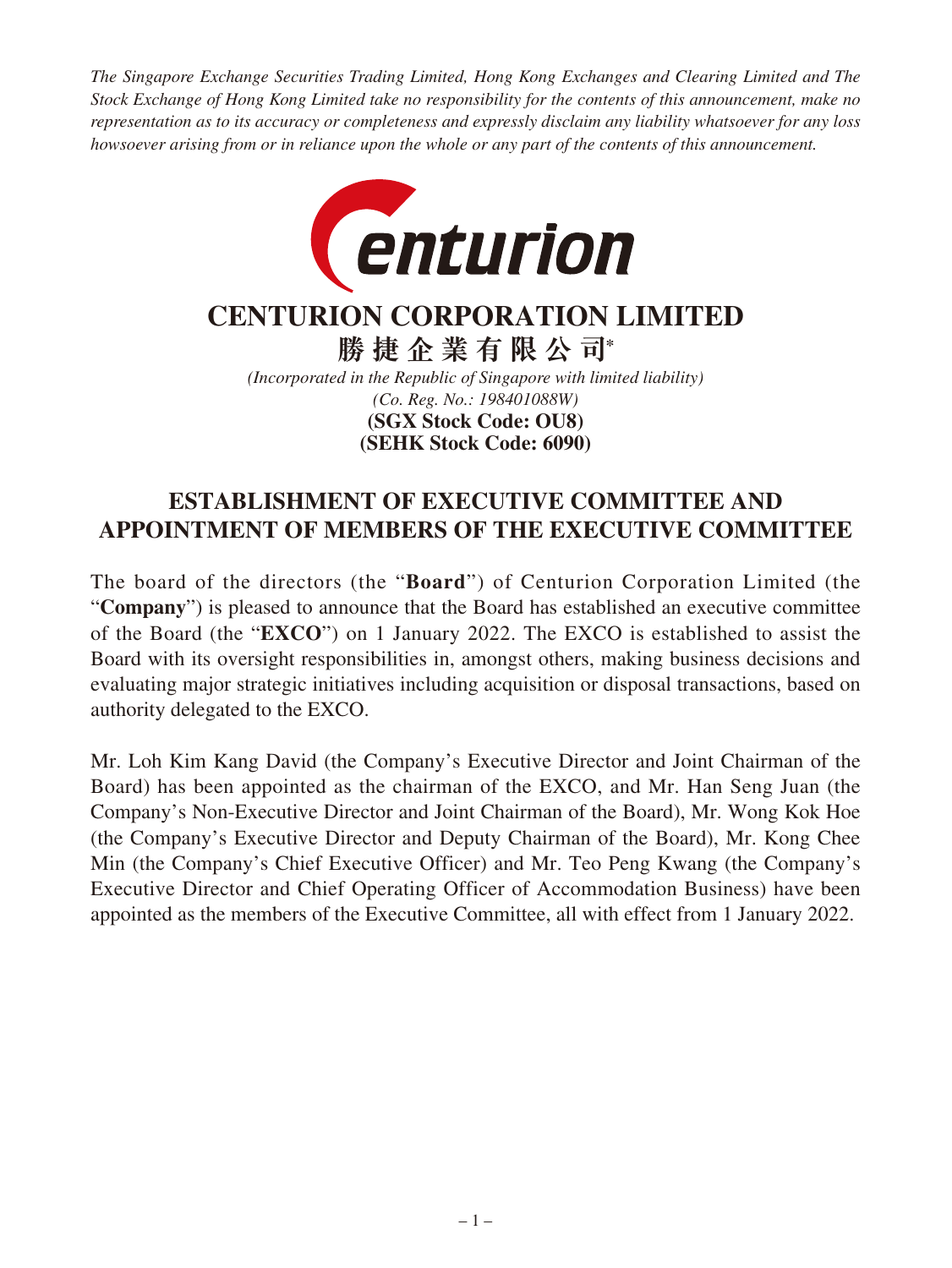*The Singapore Exchange Securities Trading Limited, Hong Kong Exchanges and Clearing Limited and The Stock Exchange of Hong Kong Limited take no responsibility for the contents of this announcement, make no representation as to its accuracy or completeness and expressly disclaim any liability whatsoever for any loss howsoever arising from or in reliance upon the whole or any part of the contents of this announcement.*

# CENTURION CORPORATION LIMITED

**勝捷企業有限公司***

*(Incorporated in the Republic of Singapore with limited liability)*
*(Co. Reg. No.: 198401088W)*
**(SGX Stock Code: OU8)**
**(SEHK Stock Code: 6090)**

## ESTABLISHMENT OF EXECUTIVE COMMITTEE AND APPOINTMENT OF MEMBERS OF THE EXECUTIVE COMMITTEE

The board of the directors (the "**Board**") of Centurion Corporation Limited (the "**Company**") is pleased to announce that the Board has established an executive committee of the Board (the "**EXCO**") on 1 January 2022. The EXCO is established to assist the Board with its oversight responsibilities in, amongst others, making business decisions and evaluating major strategic initiatives including acquisition or disposal transactions, based on authority delegated to the EXCO.

Mr. Loh Kim Kang David (the Company's Executive Director and Joint Chairman of the Board) has been appointed as the chairman of the EXCO, and Mr. Han Seng Juan (the Company's Non-Executive Director and Joint Chairman of the Board), Mr. Wong Kok Hoe (the Company's Executive Director and Deputy Chairman of the Board), Mr. Kong Chee Min (the Company's Chief Executive Officer) and Mr. Teo Peng Kwang (the Company's Executive Director and Chief Operating Officer of Accommodation Business) have been appointed as the members of the Executive Committee, all with effect from 1 January 2022.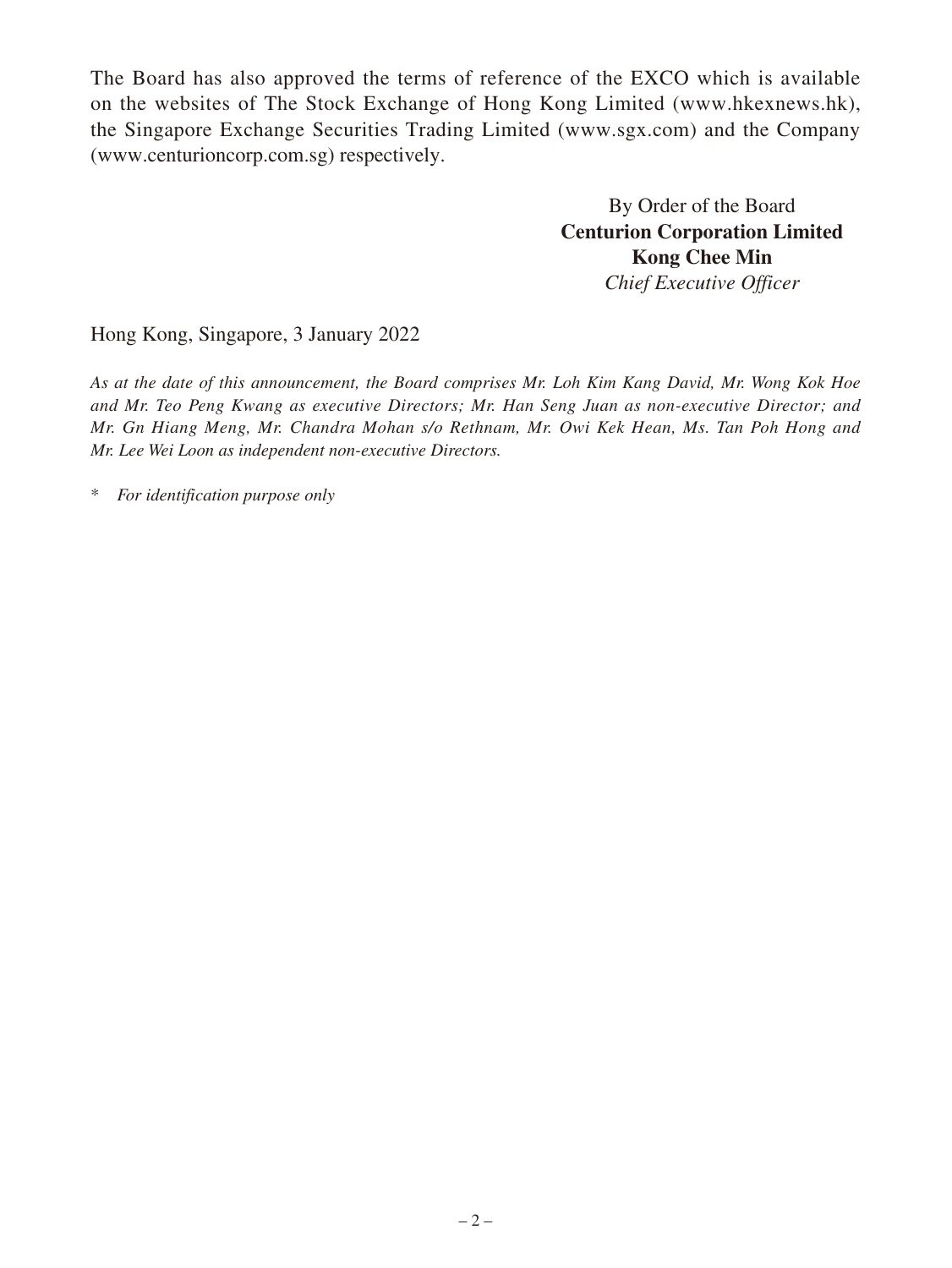The Board has also approved the terms of reference of the EXCO which is available on the websites of The Stock Exchange of Hong Kong Limited (www.hkexnews.hk), the Singapore Exchange Securities Trading Limited (www.sgx.com) and the Company (www.centurioncorp.com.sg) respectively.

By Order of the Board
**Centurion Corporation Limited**
**Kong Chee Min**
*Chief Executive Officer*

Hong Kong, Singapore, 3 January 2022

*As at the date of this announcement, the Board comprises Mr. Loh Kim Kang David, Mr. Wong Kok Hoe and Mr. Teo Peng Kwang as executive Directors; Mr. Han Seng Juan as non-executive Director; and Mr. Gn Hiang Meng, Mr. Chandra Mohan s/o Rethnam, Mr. Owi Kek Hean, Ms. Tan Poh Hong and Mr. Lee Wei Loon as independent non-executive Directors.*

\* *For identification purpose only*